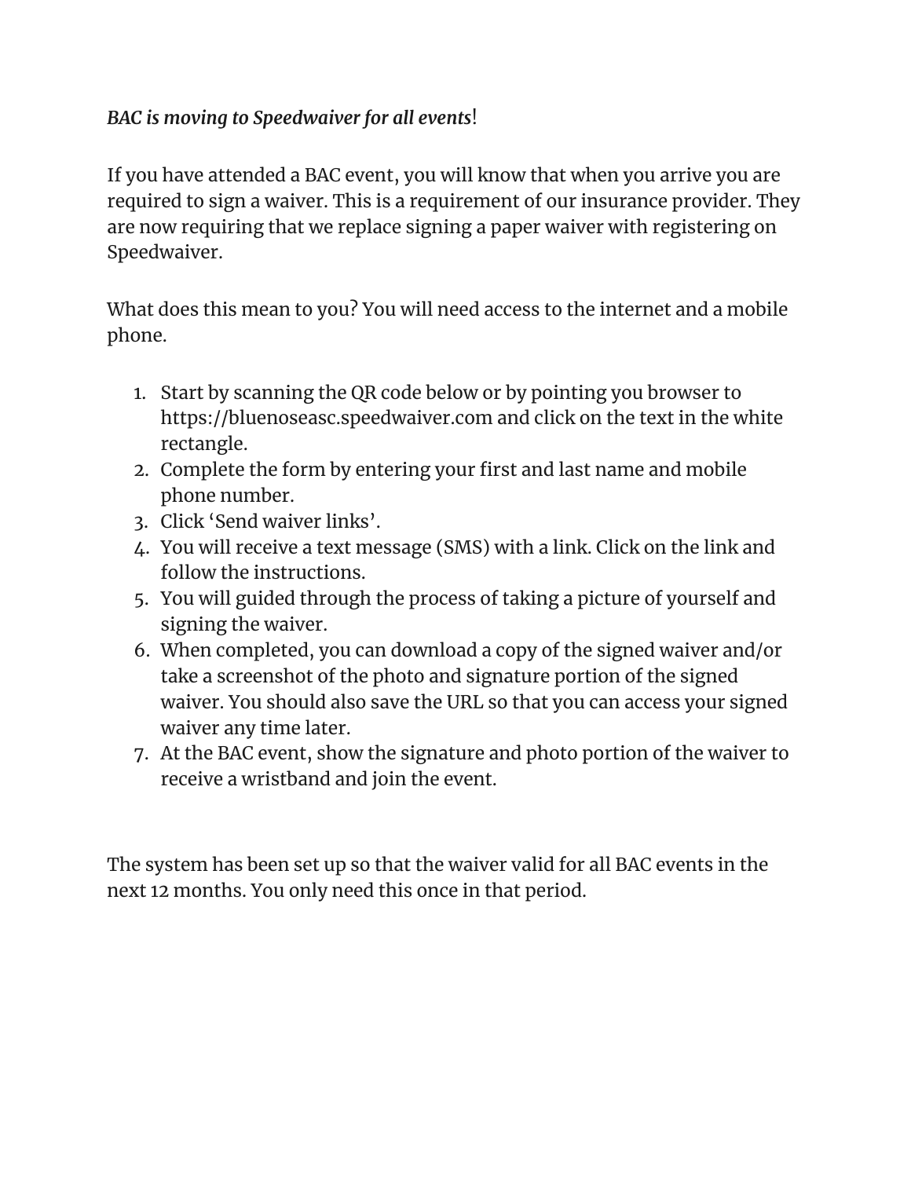*BAC is moving to Speedwaiver for all events*!

If you have attended a BAC event, you will know that when you arrive you are required to sign a waiver. This is a requirement of our insurance provider. They are now requiring that we replace signing a paper waiver with registering on Speedwaiver.

What does this mean to you? You will need access to the internet and a mobile phone.

1. Start by scanning the QR code below or by pointing you browser to https://bluenoseasc.speedwaiver.com and click on the text in the white rectangle.
2. Complete the form by entering your first and last name and mobile phone number.
3. Click 'Send waiver links'.
4. You will receive a text message (SMS) with a link. Click on the link and follow the instructions.
5. You will guided through the process of taking a picture of yourself and signing the waiver.
6. When completed, you can download a copy of the signed waiver and/or take a screenshot of the photo and signature portion of the signed waiver. You should also save the URL so that you can access your signed waiver any time later.
7. At the BAC event, show the signature and photo portion of the waiver to receive a wristband and join the event.

The system has been set up so that the waiver valid for all BAC events in the next 12 months. You only need this once in that period.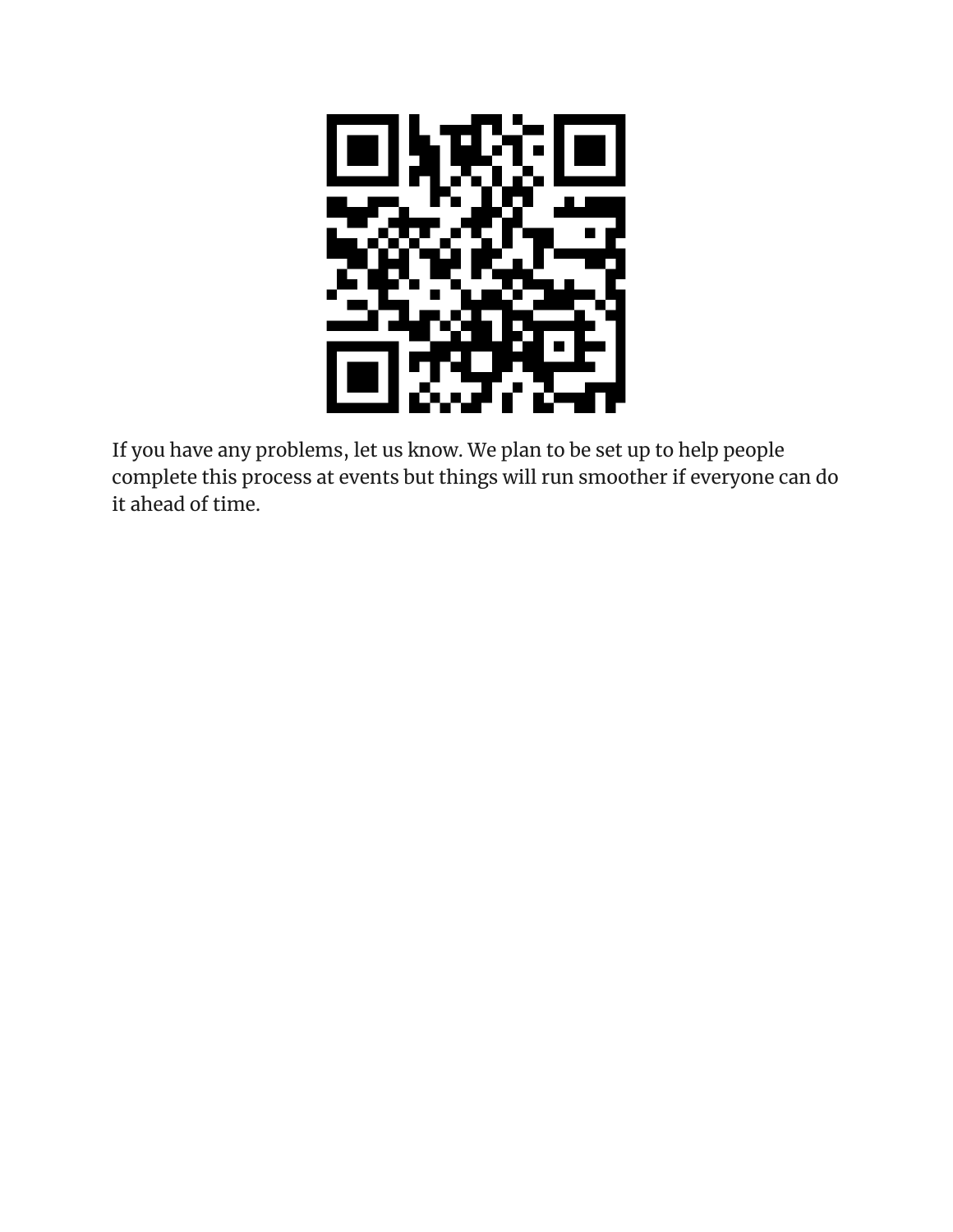If you have any problems, let us know. We plan to be set up to help people complete this process at events but things will run smoother if everyone can do it ahead of time.